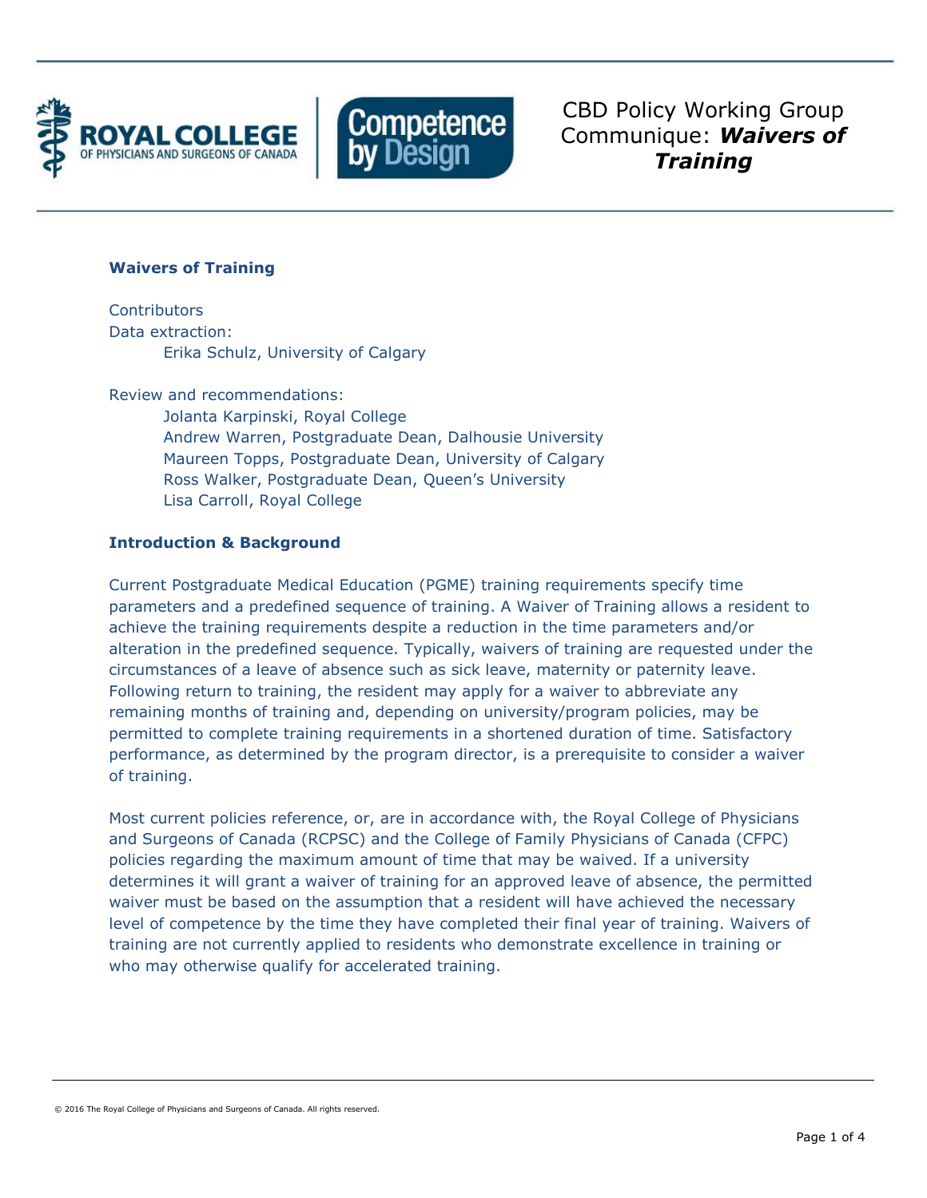# CBD Policy Working Group Communique: ***Waivers of Training***

## Waivers of Training

Contributors

Data extraction:

Erika Schulz, University of Calgary

Review and recommendations:

Jolanta Karpinski, Royal College
Andrew Warren, Postgraduate Dean, Dalhousie University
Maureen Topps, Postgraduate Dean, University of Calgary
Ross Walker, Postgraduate Dean, Queen's University
Lisa Carroll, Royal College

## Introduction & Background

Current Postgraduate Medical Education (PGME) training requirements specify time parameters and a predefined sequence of training. A Waiver of Training allows a resident to achieve the training requirements despite a reduction in the time parameters and/or alteration in the predefined sequence. Typically, waivers of training are requested under the circumstances of a leave of absence such as sick leave, maternity or paternity leave. Following return to training, the resident may apply for a waiver to abbreviate any remaining months of training and, depending on university/program policies, may be permitted to complete training requirements in a shortened duration of time. Satisfactory performance, as determined by the program director, is a prerequisite to consider a waiver of training.

Most current policies reference, or, are in accordance with, the Royal College of Physicians and Surgeons of Canada (RCPSC) and the College of Family Physicians of Canada (CFPC) policies regarding the maximum amount of time that may be waived. If a university determines it will grant a waiver of training for an approved leave of absence, the permitted waiver must be based on the assumption that a resident will have achieved the necessary level of competence by the time they have completed their final year of training. Waivers of training are not currently applied to residents who demonstrate excellence in training or who may otherwise qualify for accelerated training.

© 2016 The Royal College of Physicians and Surgeons of Canada. All rights reserved.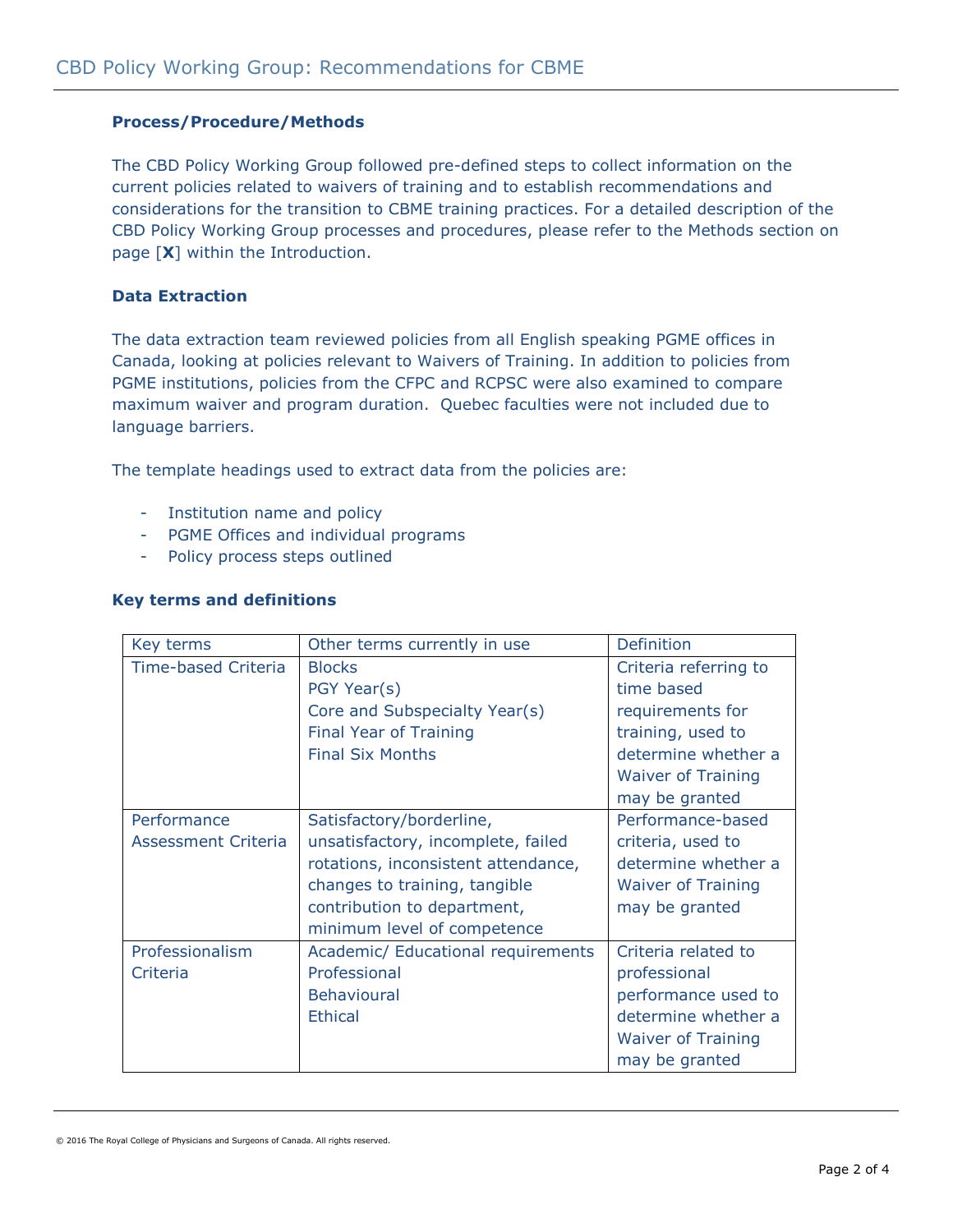### Process/Procedure/Methods

The CBD Policy Working Group followed pre-defined steps to collect information on the current policies related to waivers of training and to establish recommendations and considerations for the transition to CBME training practices. For a detailed description of the CBD Policy Working Group processes and procedures, please refer to the Methods section on page [**X**] within the Introduction.

### Data Extraction

The data extraction team reviewed policies from all English speaking PGME offices in Canada, looking at policies relevant to Waivers of Training. In addition to policies from PGME institutions, policies from the CFPC and RCPSC were also examined to compare maximum waiver and program duration. Quebec faculties were not included due to language barriers.

The template headings used to extract data from the policies are:

- Institution name and policy
- PGME Offices and individual programs
- Policy process steps outlined

### Key terms and definitions

| Key terms | Other terms currently in use | Definition |
|---|---|---|
| Time-based Criteria | Blocks<br>PGY Year(s)<br>Core and Subspecialty Year(s)<br>Final Year of Training<br>Final Six Months | Criteria referring to time based requirements for training, used to determine whether a Waiver of Training may be granted |
| Performance Assessment Criteria | Satisfactory/borderline, unsatisfactory, incomplete, failed rotations, inconsistent attendance, changes to training, tangible contribution to department, minimum level of competence | Performance-based criteria, used to determine whether a Waiver of Training may be granted |
| Professionalism Criteria | Academic/ Educational requirements<br>Professional<br>Behavioural<br>Ethical | Criteria related to professional performance used to determine whether a Waiver of Training may be granted |

© 2016 The Royal College of Physicians and Surgeons of Canada. All rights reserved.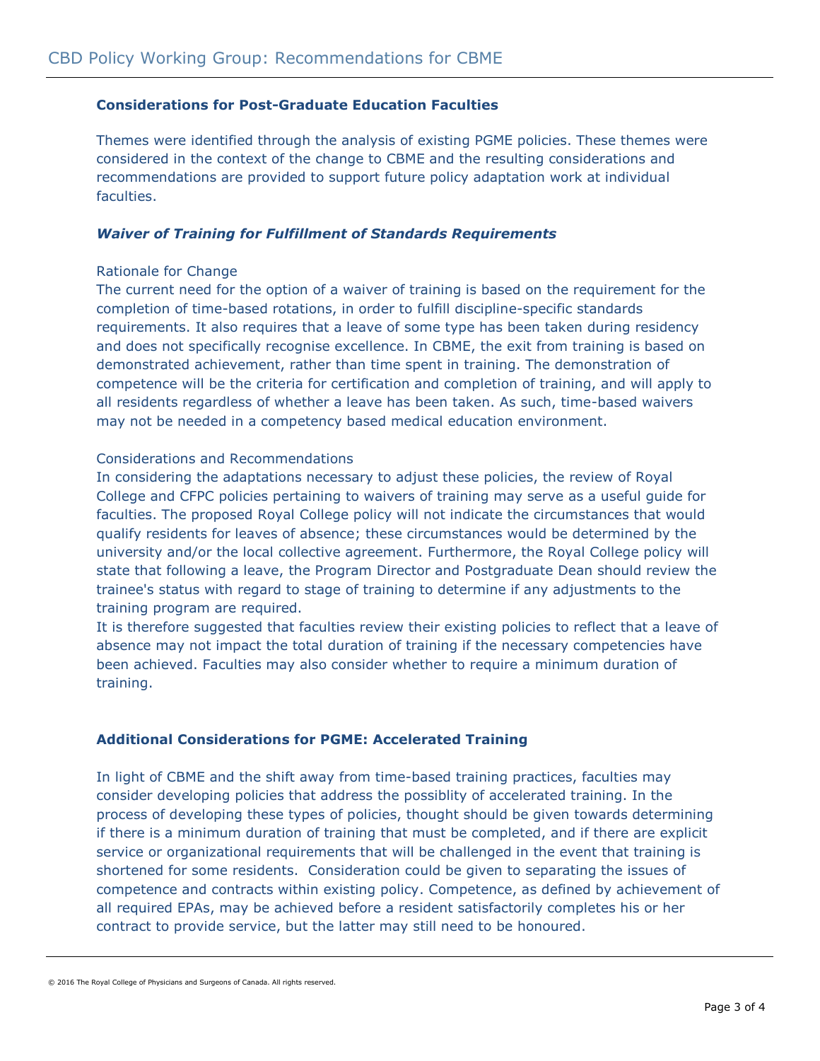## Considerations for Post-Graduate Education Faculties

Themes were identified through the analysis of existing PGME policies. These themes were considered in the context of the change to CBME and the resulting considerations and recommendations are provided to support future policy adaptation work at individual faculties.

### *Waiver of Training for Fulfillment of Standards Requirements*

Rationale for Change

The current need for the option of a waiver of training is based on the requirement for the completion of time-based rotations, in order to fulfill discipline-specific standards requirements. It also requires that a leave of some type has been taken during residency and does not specifically recognise excellence. In CBME, the exit from training is based on demonstrated achievement, rather than time spent in training. The demonstration of competence will be the criteria for certification and completion of training, and will apply to all residents regardless of whether a leave has been taken. As such, time-based waivers may not be needed in a competency based medical education environment.

Considerations and Recommendations

In considering the adaptations necessary to adjust these policies, the review of Royal College and CFPC policies pertaining to waivers of training may serve as a useful guide for faculties. The proposed Royal College policy will not indicate the circumstances that would qualify residents for leaves of absence; these circumstances would be determined by the university and/or the local collective agreement. Furthermore, the Royal College policy will state that following a leave, the Program Director and Postgraduate Dean should review the trainee's status with regard to stage of training to determine if any adjustments to the training program are required.

It is therefore suggested that faculties review their existing policies to reflect that a leave of absence may not impact the total duration of training if the necessary competencies have been achieved. Faculties may also consider whether to require a minimum duration of training.

## Additional Considerations for PGME: Accelerated Training

In light of CBME and the shift away from time-based training practices, faculties may consider developing policies that address the possiblity of accelerated training. In the process of developing these types of policies, thought should be given towards determining if there is a minimum duration of training that must be completed, and if there are explicit service or organizational requirements that will be challenged in the event that training is shortened for some residents. Consideration could be given to separating the issues of competence and contracts within existing policy. Competence, as defined by achievement of all required EPAs, may be achieved before a resident satisfactorily completes his or her contract to provide service, but the latter may still need to be honoured.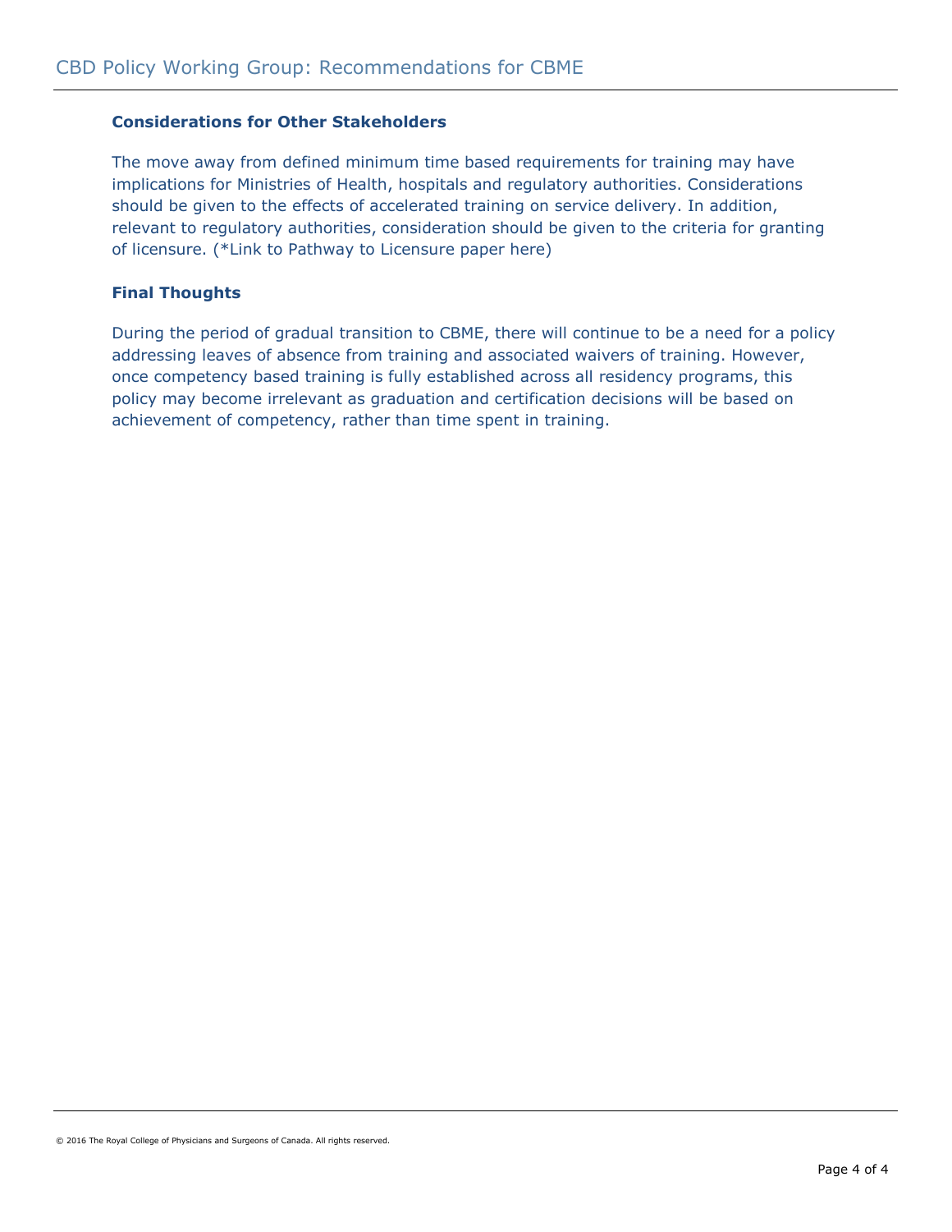### Considerations for Other Stakeholders

The move away from defined minimum time based requirements for training may have implications for Ministries of Health, hospitals and regulatory authorities. Considerations should be given to the effects of accelerated training on service delivery. In addition, relevant to regulatory authorities, consideration should be given to the criteria for granting of licensure. (*Link to Pathway to Licensure paper here)

### Final Thoughts

During the period of gradual transition to CBME, there will continue to be a need for a policy addressing leaves of absence from training and associated waivers of training. However, once competency based training is fully established across all residency programs, this policy may become irrelevant as graduation and certification decisions will be based on achievement of competency, rather than time spent in training.

© 2016 The Royal College of Physicians and Surgeons of Canada. All rights reserved.